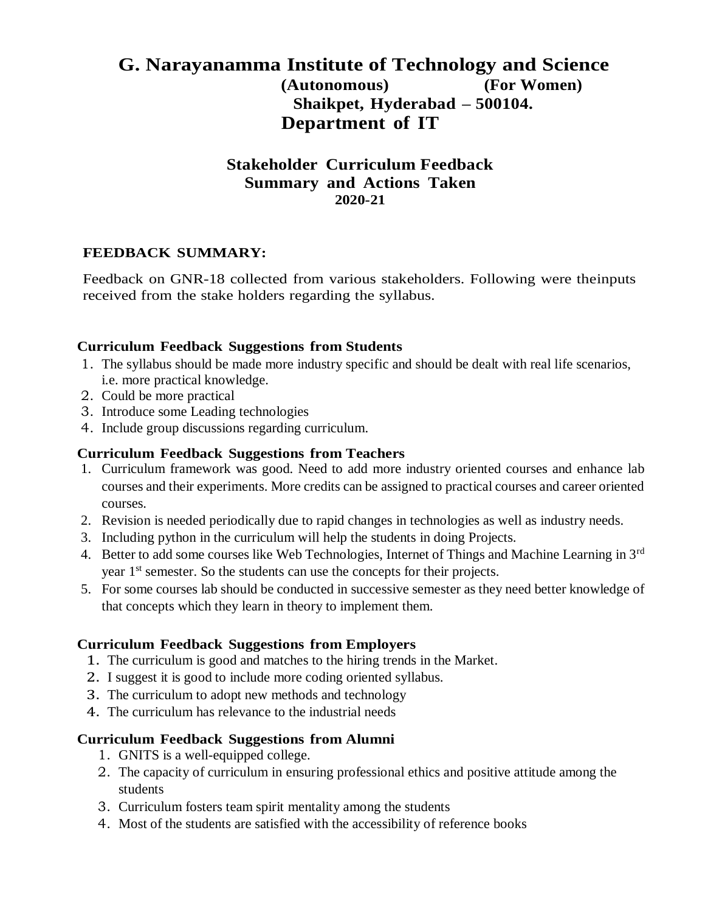# G. Narayanamma Institute of Technology and Science

**(Autonomous) (For Women)**

**Shaikpet, Hyderabad – 500104.**

## Department of IT

### Stakeholder Curriculum Feedback
### Summary and Actions Taken
**2020-21**

**FEEDBACK SUMMARY:**

Feedback on GNR-18 collected from various stakeholders. Following were theinputs received from the stake holders regarding the syllabus.

**Curriculum Feedback Suggestions from Students**

1. The syllabus should be made more industry specific and should be dealt with real life scenarios, i.e. more practical knowledge.
2. Could be more practical
3. Introduce some Leading technologies
4. Include group discussions regarding curriculum.

**Curriculum Feedback Suggestions from Teachers**

1. Curriculum framework was good. Need to add more industry oriented courses and enhance lab courses and their experiments. More credits can be assigned to practical courses and career oriented courses.
2. Revision is needed periodically due to rapid changes in technologies as well as industry needs.
3. Including python in the curriculum will help the students in doing Projects.
4. Better to add some courses like Web Technologies, Internet of Things and Machine Learning in 3rd year 1st semester. So the students can use the concepts for their projects.
5. For some courses lab should be conducted in successive semester as they need better knowledge of that concepts which they learn in theory to implement them.

**Curriculum Feedback Suggestions from Employers**

1. The curriculum is good and matches to the hiring trends in the Market.
2. I suggest it is good to include more coding oriented syllabus.
3. The curriculum to adopt new methods and technology
4. The curriculum has relevance to the industrial needs

**Curriculum Feedback Suggestions from Alumni**

1. GNITS is a well-equipped college.
2. The capacity of curriculum in ensuring professional ethics and positive attitude among the students
3. Curriculum fosters team spirit mentality among the students
4. Most of the students are satisfied with the accessibility of reference books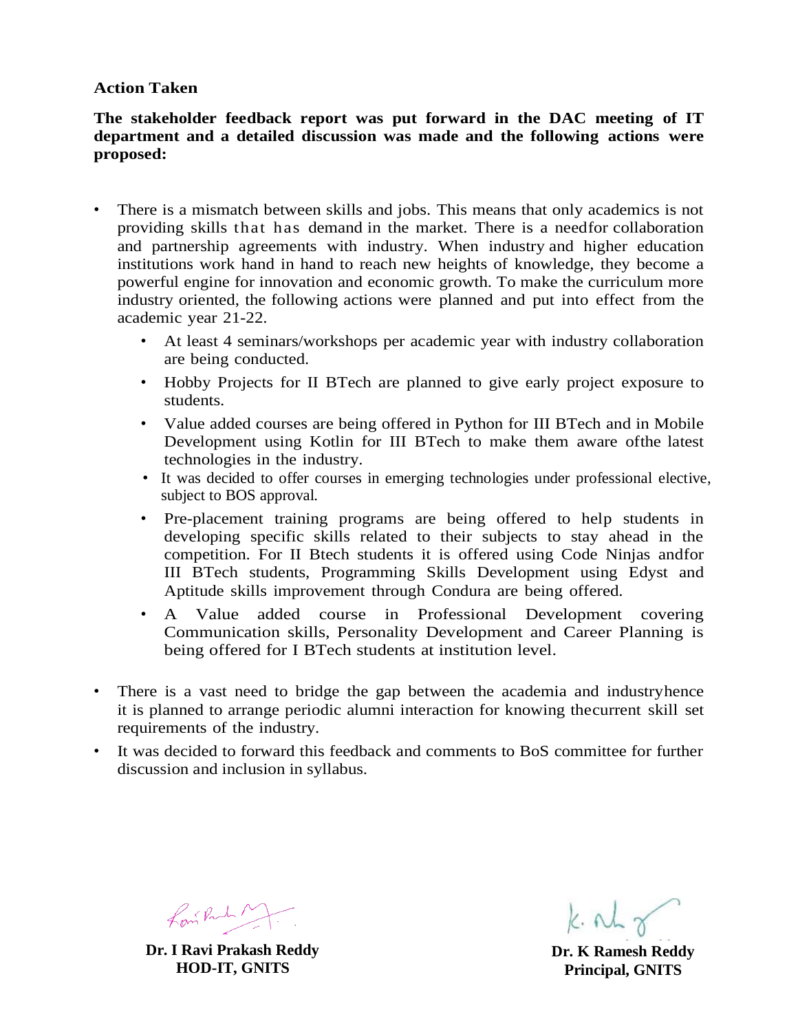**Action Taken**

**The stakeholder feedback report was put forward in the DAC meeting of IT department and a detailed discussion was made and the following actions were proposed:**

- There is a mismatch between skills and jobs. This means that only academics is not providing skills that has demand in the market. There is a needfor collaboration and partnership agreements with industry. When industry and higher education institutions work hand in hand to reach new heights of knowledge, they become a powerful engine for innovation and economic growth. To make the curriculum more industry oriented, the following actions were planned and put into effect from the academic year 21-22.
    - At least 4 seminars/workshops per academic year with industry collaboration are being conducted.
    - Hobby Projects for II BTech are planned to give early project exposure to students.
    - Value added courses are being offered in Python for III BTech and in Mobile Development using Kotlin for III BTech to make them aware ofthe latest technologies in the industry.
    - It was decided to offer courses in emerging technologies under professional elective, subject to BOS approval.
    - Pre-placement training programs are being offered to help students in developing specific skills related to their subjects to stay ahead in the competition. For II Btech students it is offered using Code Ninjas andfor III BTech students, Programming Skills Development using Edyst and Aptitude skills improvement through Condura are being offered.
    - A Value added course in Professional Development covering Communication skills, Personality Development and Career Planning is being offered for I BTech students at institution level.
- There is a vast need to bridge the gap between the academia and industryhence it is planned to arrange periodic alumni interaction for knowing thecurrent skill set requirements of the industry.
- It was decided to forward this feedback and comments to BoS committee for further discussion and inclusion in syllabus.

**Dr. I Ravi Prakash Reddy**
**HOD-IT, GNITS**

**Dr. K Ramesh Reddy**
**Principal, GNITS**